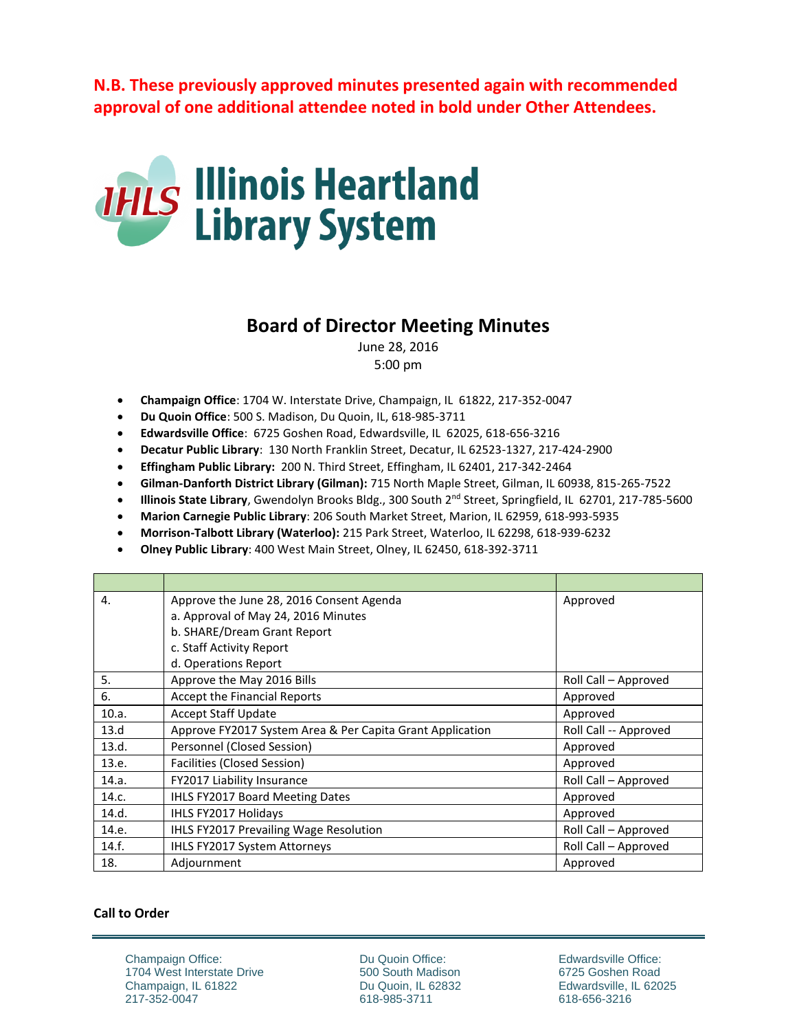**N.B. These previously approved minutes presented again with recommended approval of one additional attendee noted in bold under Other Attendees.**

IHLS Illinois Heartland Library System

# Board of Director Meeting Minutes

June 28, 2016
5:00 pm

- **Champaign Office**: 1704 W. Interstate Drive, Champaign, IL 61822, 217-352-0047
- **Du Quoin Office**: 500 S. Madison, Du Quoin, IL, 618-985-3711
- **Edwardsville Office**: 6725 Goshen Road, Edwardsville, IL 62025, 618-656-3216
- **Decatur Public Library**: 130 North Franklin Street, Decatur, IL 62523-1327, 217-424-2900
- **Effingham Public Library:** 200 N. Third Street, Effingham, IL 62401, 217-342-2464
- **Gilman-Danforth District Library (Gilman):** 715 North Maple Street, Gilman, IL 60938, 815-265-7522
- **Illinois State Library**, Gwendolyn Brooks Bldg., 300 South 2nd Street, Springfield, IL 62701, 217-785-5600
- **Marion Carnegie Public Library**: 206 South Market Street, Marion, IL 62959, 618-993-5935
- **Morrison-Talbott Library (Waterloo):** 215 Park Street, Waterloo, IL 62298, 618-939-6232
- **Olney Public Library**: 400 West Main Street, Olney, IL 62450, 618-392-3711

| | | |
|---|---|---|
| 4. | Approve the June 28, 2016 Consent Agenda<br>a. Approval of May 24, 2016 Minutes<br>b. SHARE/Dream Grant Report<br>c. Staff Activity Report<br>d. Operations Report | Approved |
| 5. | Approve the May 2016 Bills | Roll Call – Approved |
| 6. | Accept the Financial Reports | Approved |
| 10.a. | Accept Staff Update | Approved |
| 13.d | Approve FY2017 System Area & Per Capita Grant Application | Roll Call -- Approved |
| 13.d. | Personnel (Closed Session) | Approved |
| 13.e. | Facilities (Closed Session) | Approved |
| 14.a. | FY2017 Liability Insurance | Roll Call – Approved |
| 14.c. | IHLS FY2017 Board Meeting Dates | Approved |
| 14.d. | IHLS FY2017 Holidays | Approved |
| 14.e. | IHLS FY2017 Prevailing Wage Resolution | Roll Call – Approved |
| 14.f. | IHLS FY2017 System Attorneys | Roll Call – Approved |
| 18. | Adjournment | Approved |

**Call to Order**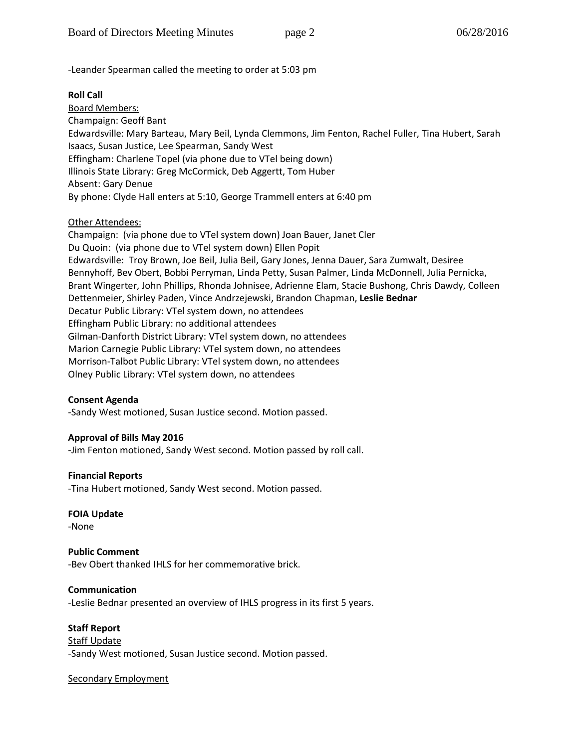-Leander Spearman called the meeting to order at 5:03 pm

**Roll Call**

Board Members:

Champaign: Geoff Bant

Edwardsville: Mary Barteau, Mary Beil, Lynda Clemmons, Jim Fenton, Rachel Fuller, Tina Hubert, Sarah Isaacs, Susan Justice, Lee Spearman, Sandy West

Effingham: Charlene Topel (via phone due to VTel being down)

Illinois State Library: Greg McCormick, Deb Aggertt, Tom Huber

Absent: Gary Denue

By phone: Clyde Hall enters at 5:10, George Trammell enters at 6:40 pm

Other Attendees:

Champaign: (via phone due to VTel system down) Joan Bauer, Janet Cler

Du Quoin: (via phone due to VTel system down) Ellen Popit

Edwardsville: Troy Brown, Joe Beil, Julia Beil, Gary Jones, Jenna Dauer, Sara Zumwalt, Desiree Bennyhoff, Bev Obert, Bobbi Perryman, Linda Petty, Susan Palmer, Linda McDonnell, Julia Pernicka, Brant Wingerter, John Phillips, Rhonda Johnisee, Adrienne Elam, Stacie Bushong, Chris Dawdy, Colleen Dettenmeier, Shirley Paden, Vince Andrzejewski, Brandon Chapman, **Leslie Bednar**

Decatur Public Library: VTel system down, no attendees

Effingham Public Library: no additional attendees

Gilman-Danforth District Library: VTel system down, no attendees

Marion Carnegie Public Library: VTel system down, no attendees

Morrison-Talbot Public Library: VTel system down, no attendees

Olney Public Library: VTel system down, no attendees

**Consent Agenda**

-Sandy West motioned, Susan Justice second. Motion passed.

**Approval of Bills May 2016**

-Jim Fenton motioned, Sandy West second. Motion passed by roll call.

**Financial Reports**

-Tina Hubert motioned, Sandy West second. Motion passed.

**FOIA Update**

-None

**Public Comment**

-Bev Obert thanked IHLS for her commemorative brick.

**Communication**

-Leslie Bednar presented an overview of IHLS progress in its first 5 years.

**Staff Report**

Staff Update

-Sandy West motioned, Susan Justice second. Motion passed.

Secondary Employment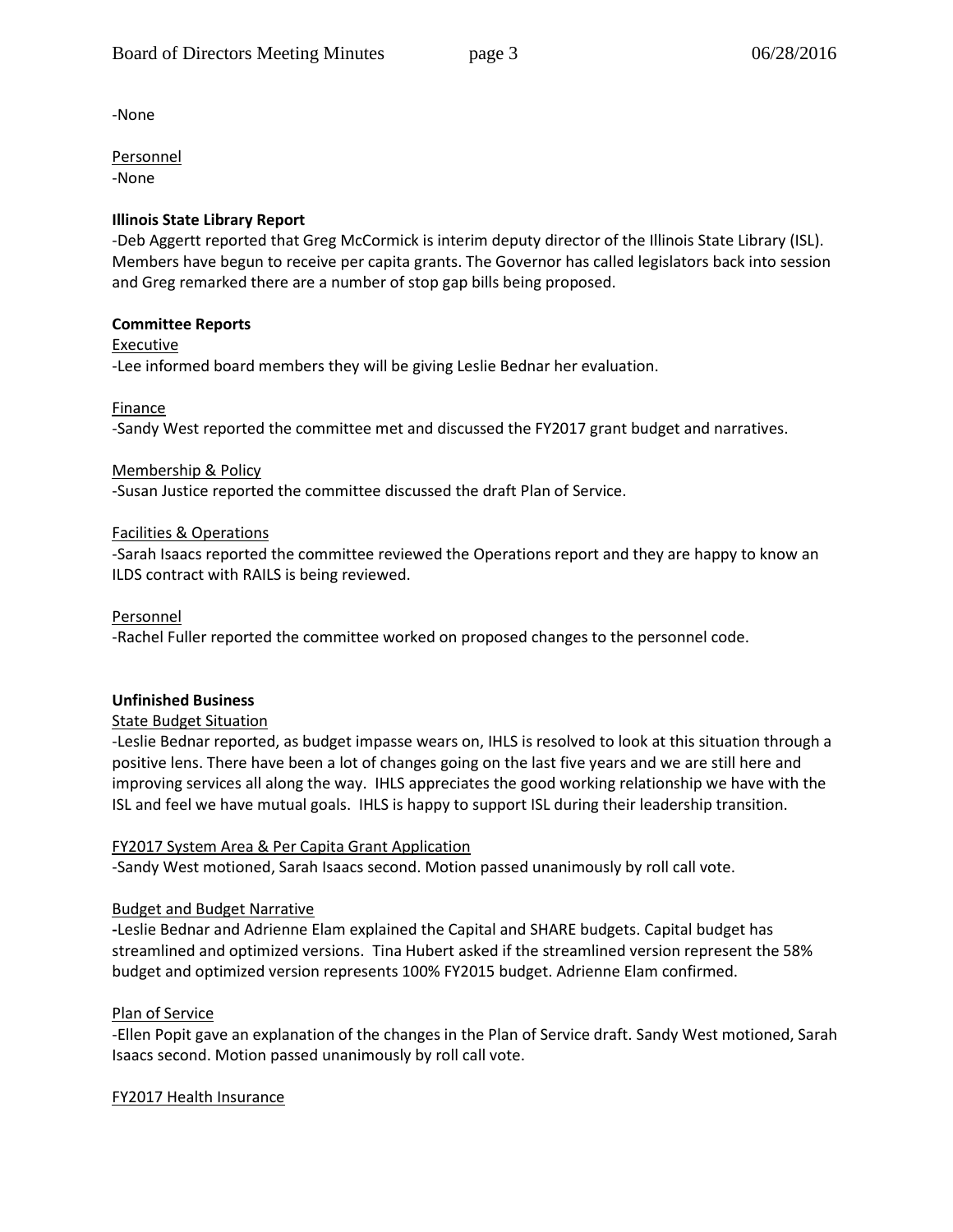-None

Personnel
-None

**Illinois State Library Report**
-Deb Aggertt reported that Greg McCormick is interim deputy director of the Illinois State Library (ISL). Members have begun to receive per capita grants. The Governor has called legislators back into session and Greg remarked there are a number of stop gap bills being proposed.

**Committee Reports**
Executive
-Lee informed board members they will be giving Leslie Bednar her evaluation.

Finance
-Sandy West reported the committee met and discussed the FY2017 grant budget and narratives.

Membership & Policy
-Susan Justice reported the committee discussed the draft Plan of Service.

Facilities & Operations
-Sarah Isaacs reported the committee reviewed the Operations report and they are happy to know an ILDS contract with RAILS is being reviewed.

Personnel
-Rachel Fuller reported the committee worked on proposed changes to the personnel code.

**Unfinished Business**
State Budget Situation
-Leslie Bednar reported, as budget impasse wears on, IHLS is resolved to look at this situation through a positive lens. There have been a lot of changes going on the last five years and we are still here and improving services all along the way. IHLS appreciates the good working relationship we have with the ISL and feel we have mutual goals. IHLS is happy to support ISL during their leadership transition.

FY2017 System Area & Per Capita Grant Application
-Sandy West motioned, Sarah Isaacs second. Motion passed unanimously by roll call vote.

Budget and Budget Narrative
-Leslie Bednar and Adrienne Elam explained the Capital and SHARE budgets. Capital budget has streamlined and optimized versions. Tina Hubert asked if the streamlined version represent the 58% budget and optimized version represents 100% FY2015 budget. Adrienne Elam confirmed.

Plan of Service
-Ellen Popit gave an explanation of the changes in the Plan of Service draft. Sandy West motioned, Sarah Isaacs second. Motion passed unanimously by roll call vote.

FY2017 Health Insurance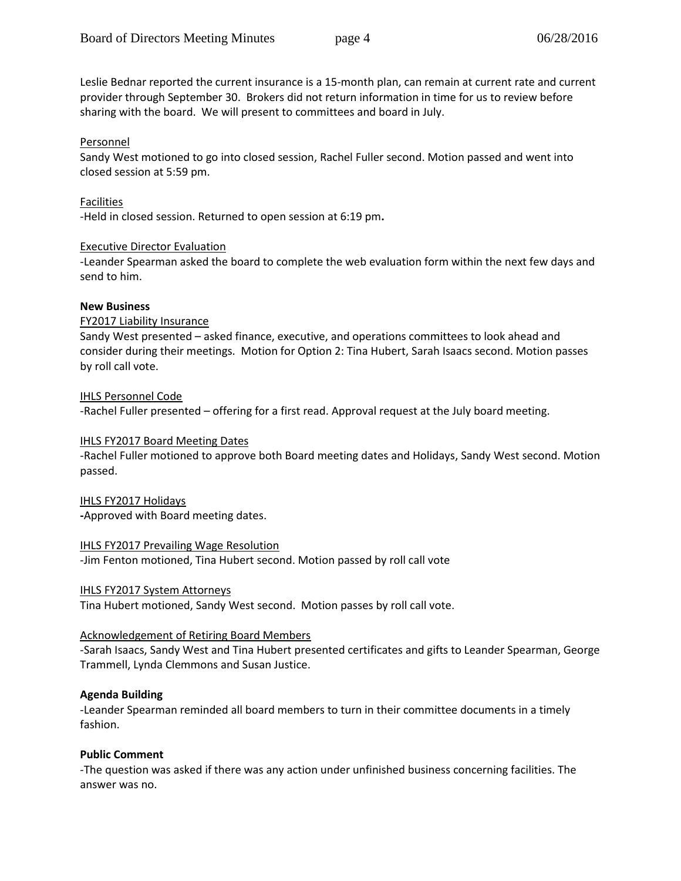Leslie Bednar reported the current insurance is a 15-month plan, can remain at current rate and current provider through September 30. Brokers did not return information in time for us to review before sharing with the board. We will present to committees and board in July.

Personnel

Sandy West motioned to go into closed session, Rachel Fuller second. Motion passed and went into closed session at 5:59 pm.

Facilities

-Held in closed session. Returned to open session at 6:19 pm**.**

Executive Director Evaluation

-Leander Spearman asked the board to complete the web evaluation form within the next few days and send to him.

**New Business**

FY2017 Liability Insurance

Sandy West presented – asked finance, executive, and operations committees to look ahead and consider during their meetings. Motion for Option 2: Tina Hubert, Sarah Isaacs second. Motion passes by roll call vote.

IHLS Personnel Code

-Rachel Fuller presented – offering for a first read. Approval request at the July board meeting.

IHLS FY2017 Board Meeting Dates

-Rachel Fuller motioned to approve both Board meeting dates and Holidays, Sandy West second. Motion passed.

IHLS FY2017 Holidays

**-**Approved with Board meeting dates.

IHLS FY2017 Prevailing Wage Resolution

-Jim Fenton motioned, Tina Hubert second. Motion passed by roll call vote

IHLS FY2017 System Attorneys

Tina Hubert motioned, Sandy West second. Motion passes by roll call vote.

Acknowledgement of Retiring Board Members

-Sarah Isaacs, Sandy West and Tina Hubert presented certificates and gifts to Leander Spearman, George Trammell, Lynda Clemmons and Susan Justice.

**Agenda Building**

-Leander Spearman reminded all board members to turn in their committee documents in a timely fashion.

**Public Comment**

-The question was asked if there was any action under unfinished business concerning facilities. The answer was no.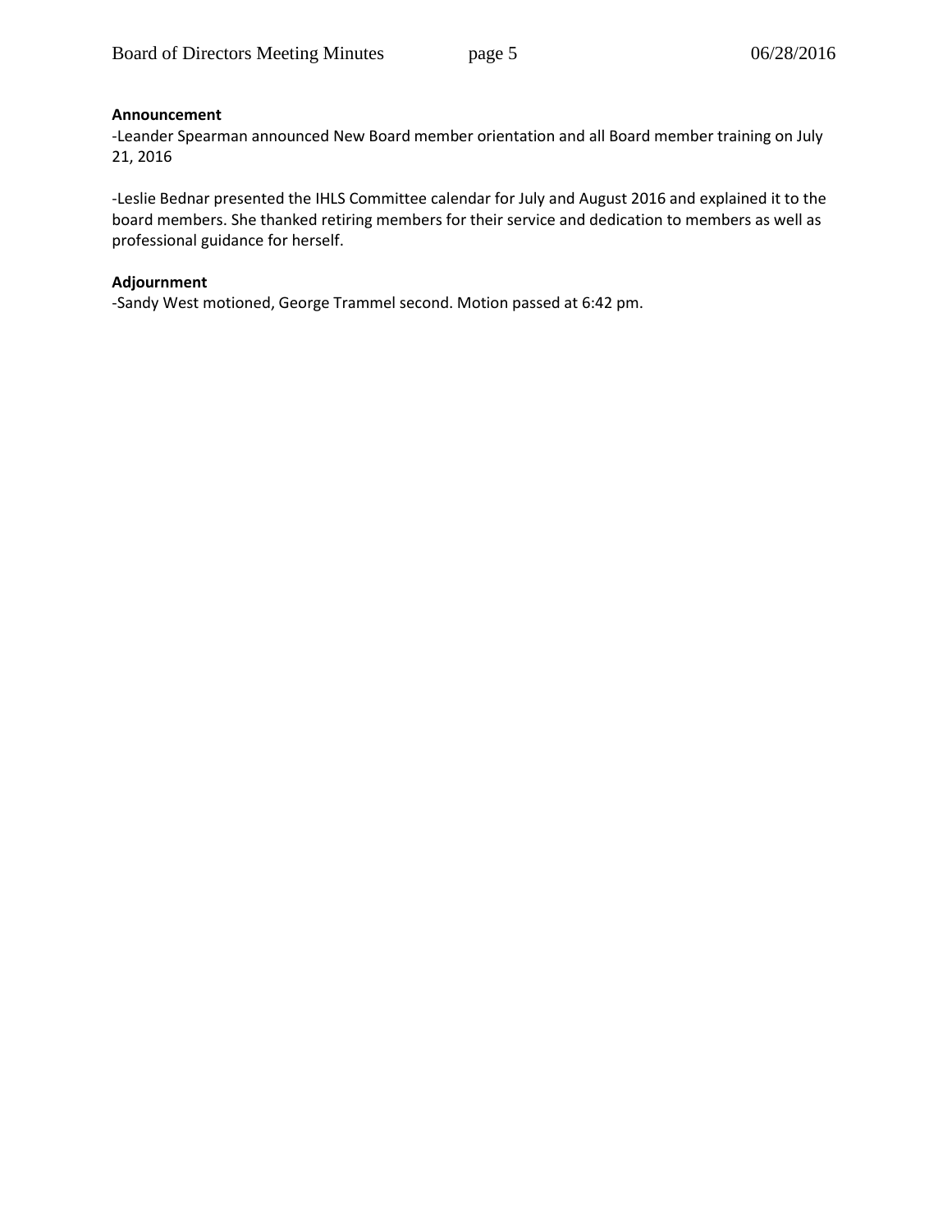**Announcement**

-Leander Spearman announced New Board member orientation and all Board member training on July 21, 2016

-Leslie Bednar presented the IHLS Committee calendar for July and August 2016 and explained it to the board members. She thanked retiring members for their service and dedication to members as well as professional guidance for herself.

**Adjournment**

-Sandy West motioned, George Trammel second. Motion passed at 6:42 pm.